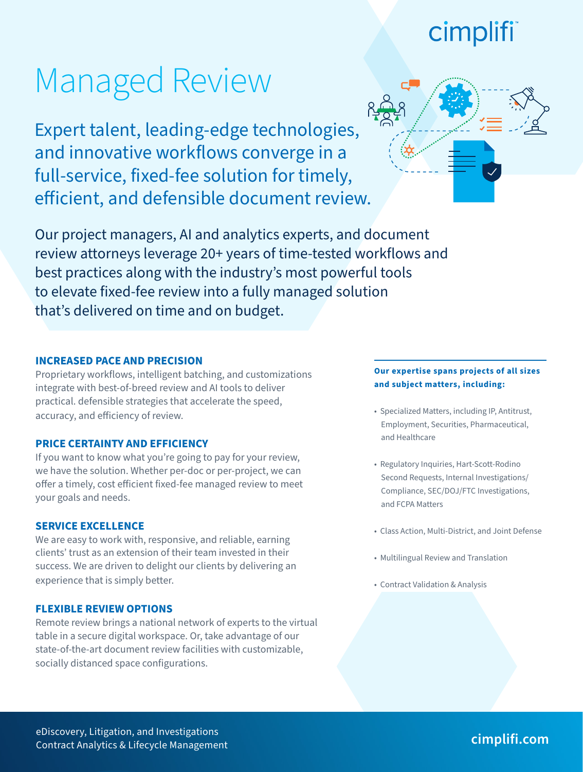cimplifi

# Managed Review

## Expert talent, leading-edge technologies, and innovative workflows converge in a full-service, fixed-fee solution for timely, efficient, and defensible document review.

Our project managers, AI and analytics experts, and document review attorneys leverage 20+ years of time-tested workflows and best practices along with the industry's most powerful tools to elevate fixed-fee review into a fully managed solution that's delivered on time and on budget.

### INCREASED PACE AND PRECISION

Proprietary workflows, intelligent batching, and customizations integrate with best-of-breed review and AI tools to deliver practical. defensible strategies that accelerate the speed, accuracy, and efficiency of review.

### PRICE CERTAINTY AND EFFICIENCY

If you want to know what you're going to pay for your review, we have the solution. Whether per-doc or per-project, we can offer a timely, cost efficient fixed-fee managed review to meet your goals and needs.

### SERVICE EXCELLENCE

We are easy to work with, responsive, and reliable, earning clients' trust as an extension of their team invested in their success. We are driven to delight our clients by delivering an experience that is simply better.

### FLEXIBLE REVIEW OPTIONS

Remote review brings a national network of experts to the virtual table in a secure digital workspace. Or, take advantage of our state-of-the-art document review facilities with customizable, socially distanced space configurations.

**Our expertise spans projects of all sizes and subject matters, including:**

- Specialized Matters, including IP, Antitrust, Employment, Securities, Pharmaceutical, and Healthcare
- Regulatory Inquiries, Hart-Scott-Rodino Second Requests, Internal Investigations/ Compliance, SEC/DOJ/FTC Investigations, and FCPA Matters
- Class Action, Multi-District, and Joint Defense
- Multilingual Review and Translation
- Contract Validation & Analysis

eDiscovery, Litigation, and Investigations
Contract Analytics & Lifecycle Management

cimplifi.com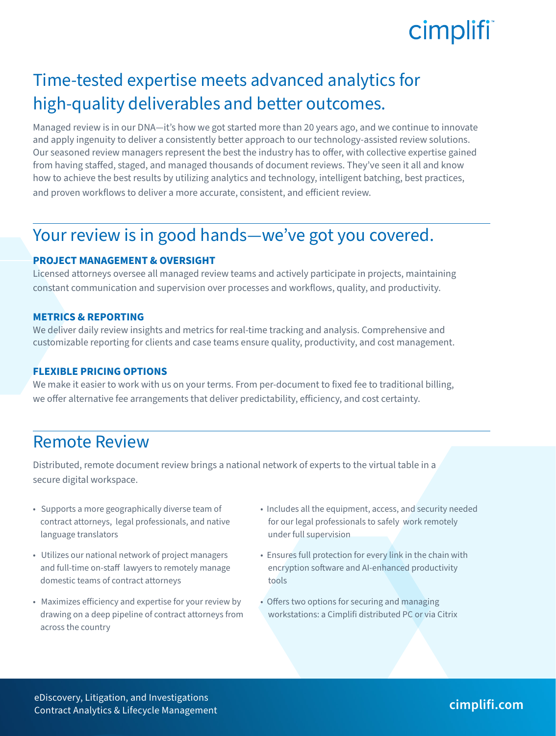## Time-tested expertise meets advanced analytics for high-quality deliverables and better outcomes.

Managed review is in our DNA—it's how we got started more than 20 years ago, and we continue to innovate and apply ingenuity to deliver a consistently better approach to our technology-assisted review solutions. Our seasoned review managers represent the best the industry has to offer, with collective expertise gained from having staffed, staged, and managed thousands of document reviews. They've seen it all and know how to achieve the best results by utilizing analytics and technology, intelligent batching, best practices, and proven workflows to deliver a more accurate, consistent, and efficient review.

## Your review is in good hands—we've got you covered.

### PROJECT MANAGEMENT & OVERSIGHT

Licensed attorneys oversee all managed review teams and actively participate in projects, maintaining constant communication and supervision over processes and workflows, quality, and productivity.

### METRICS & REPORTING

We deliver daily review insights and metrics for real-time tracking and analysis. Comprehensive and customizable reporting for clients and case teams ensure quality, productivity, and cost management.

### FLEXIBLE PRICING OPTIONS

We make it easier to work with us on your terms. From per-document to fixed fee to traditional billing, we offer alternative fee arrangements that deliver predictability, efficiency, and cost certainty.

## Remote Review

Distributed, remote document review brings a national network of experts to the virtual table in a secure digital workspace.

- Supports a more geographically diverse team of contract attorneys, legal professionals, and native language translators
- Utilizes our national network of project managers and full-time on-staff lawyers to remotely manage domestic teams of contract attorneys
- Maximizes efficiency and expertise for your review by drawing on a deep pipeline of contract attorneys from across the country
- Includes all the equipment, access, and security needed for our legal professionals to safely work remotely under full supervision
- Ensures full protection for every link in the chain with encryption software and AI-enhanced productivity tools
- Offers two options for securing and managing workstations: a Cimplifi distributed PC or via Citrix

eDiscovery, Litigation, and Investigations
Contract Analytics & Lifecycle Management

cimplifi.com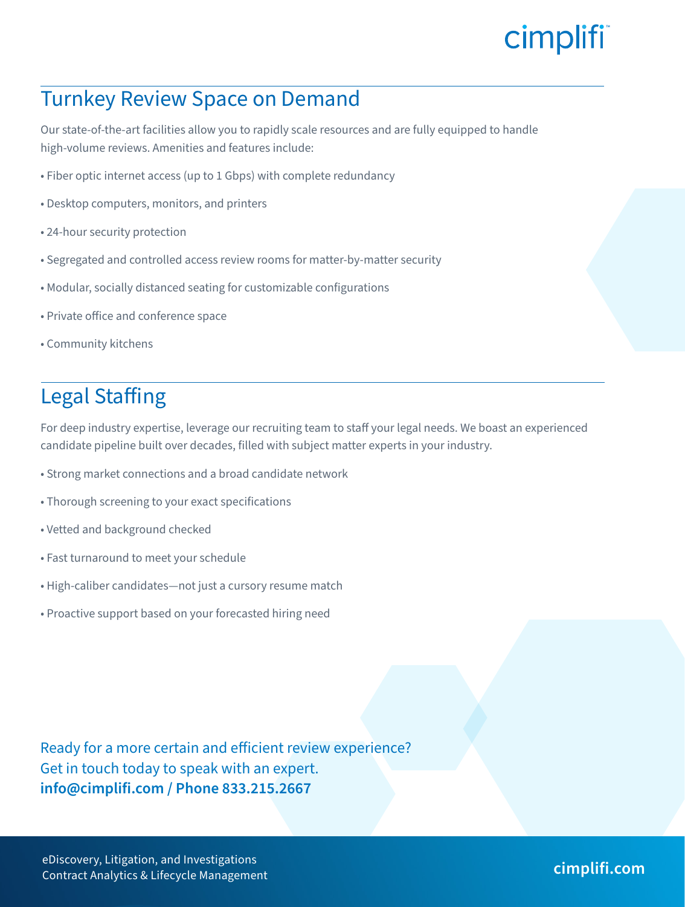## Turnkey Review Space on Demand

Our state-of-the-art facilities allow you to rapidly scale resources and are fully equipped to handle high-volume reviews. Amenities and features include:

- Fiber optic internet access (up to 1 Gbps) with complete redundancy
- Desktop computers, monitors, and printers
- 24-hour security protection
- Segregated and controlled access review rooms for matter-by-matter security
- Modular, socially distanced seating for customizable configurations
- Private office and conference space
- Community kitchens

## Legal Staffing

For deep industry expertise, leverage our recruiting team to staff your legal needs. We boast an experienced candidate pipeline built over decades, filled with subject matter experts in your industry.

- Strong market connections and a broad candidate network
- Thorough screening to your exact specifications
- Vetted and background checked
- Fast turnaround to meet your schedule
- High-caliber candidates—not just a cursory resume match
- Proactive support based on your forecasted hiring need

Ready for a more certain and efficient review experience?
Get in touch today to speak with an expert.
**info@cimplifi.com / Phone 833.215.2667**

eDiscovery, Litigation, and Investigations
Contract Analytics & Lifecycle Management

**cimplifi.com**